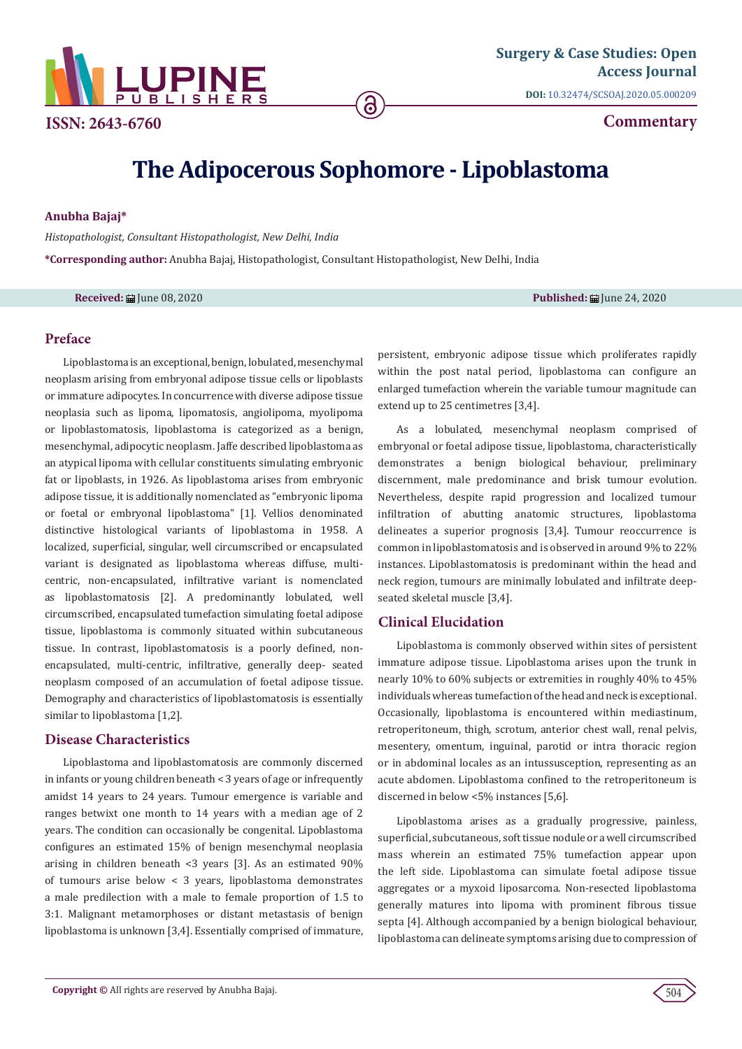Surgery & Case Studies: Open Access Journal

ISSN: 2643-6760

DOI: 10.32474/SCSOAJ.2020.05.000209

Commentary

# The Adipocerous Sophomore - Lipoblastoma

**Anubha Bajaj***

*Histopathologist, Consultant Histopathologist, New Delhi, India*

**\*Corresponding author:** Anubha Bajaj, Histopathologist, Consultant Histopathologist, New Delhi, India

**Received:** June 08, 2020 **Published:** June 24, 2020

## Preface

Lipoblastoma is an exceptional, benign, lobulated, mesenchymal neoplasm arising from embryonal adipose tissue cells or lipoblasts or immature adipocytes. In concurrence with diverse adipose tissue neoplasia such as lipoma, lipomatosis, angiolipoma, myolipoma or lipoblastomatosis, lipoblastoma is categorized as a benign, mesenchymal, adipocytic neoplasm. Jaffe described lipoblastoma as an atypical lipoma with cellular constituents simulating embryonic fat or lipoblasts, in 1926. As lipoblastoma arises from embryonic adipose tissue, it is additionally nomenclated as "embryonic lipoma or foetal or embryonal lipoblastoma" [1]. Vellios denominated distinctive histological variants of lipoblastoma in 1958. A localized, superficial, singular, well circumscribed or encapsulated variant is designated as lipoblastoma whereas diffuse, multi-centric, non-encapsulated, infiltrative variant is nomenclated as lipoblastomatosis [2]. A predominantly lobulated, well circumscribed, encapsulated tumefaction simulating foetal adipose tissue, lipoblastoma is commonly situated within subcutaneous tissue. In contrast, lipoblastomatosis is a poorly defined, non-encapsulated, multi-centric, infiltrative, generally deep- seated neoplasm composed of an accumulation of foetal adipose tissue. Demography and characteristics of lipoblastomatosis is essentially similar to lipoblastoma [1,2].

## Disease Characteristics

Lipoblastoma and lipoblastomatosis are commonly discerned in infants or young children beneath < 3 years of age or infrequently amidst 14 years to 24 years. Tumour emergence is variable and ranges betwixt one month to 14 years with a median age of 2 years. The condition can occasionally be congenital. Lipoblastoma configures an estimated 15% of benign mesenchymal neoplasia arising in children beneath <3 years [3]. As an estimated 90% of tumours arise below < 3 years, lipoblastoma demonstrates a male predilection with a male to female proportion of 1.5 to 3:1. Malignant metamorphoses or distant metastasis of benign lipoblastoma is unknown [3,4]. Essentially comprised of immature, persistent, embryonic adipose tissue which proliferates rapidly within the post natal period, lipoblastoma can configure an enlarged tumefaction wherein the variable tumour magnitude can extend up to 25 centimetres [3,4].

As a lobulated, mesenchymal neoplasm comprised of embryonal or foetal adipose tissue, lipoblastoma, characteristically demonstrates a benign biological behaviour, preliminary discernment, male predominance and brisk tumour evolution. Nevertheless, despite rapid progression and localized tumour infiltration of abutting anatomic structures, lipoblastoma delineates a superior prognosis [3,4]. Tumour reoccurrence is common in lipoblastomatosis and is observed in around 9% to 22% instances. Lipoblastomatosis is predominant within the head and neck region, tumours are minimally lobulated and infiltrate deep-seated skeletal muscle [3,4].

## Clinical Elucidation

Lipoblastoma is commonly observed within sites of persistent immature adipose tissue. Lipoblastoma arises upon the trunk in nearly 10% to 60% subjects or extremities in roughly 40% to 45% individuals whereas tumefaction of the head and neck is exceptional. Occasionally, lipoblastoma is encountered within mediastinum, retroperitoneum, thigh, scrotum, anterior chest wall, renal pelvis, mesentery, omentum, inguinal, parotid or intra thoracic region or in abdominal locales as an intussusception, representing as an acute abdomen. Lipoblastoma confined to the retroperitoneum is discerned in below <5% instances [5,6].

Lipoblastoma arises as a gradually progressive, painless, superficial, subcutaneous, soft tissue nodule or a well circumscribed mass wherein an estimated 75% tumefaction appear upon the left side. Lipoblastoma can simulate foetal adipose tissue aggregates or a myxoid liposarcoma. Non-resected lipoblastoma generally matures into lipoma with prominent fibrous tissue septa [4]. Although accompanied by a benign biological behaviour, lipoblastoma can delineate symptoms arising due to compression of

**Copyright ©** All rights are reserved by Anubha Bajaj.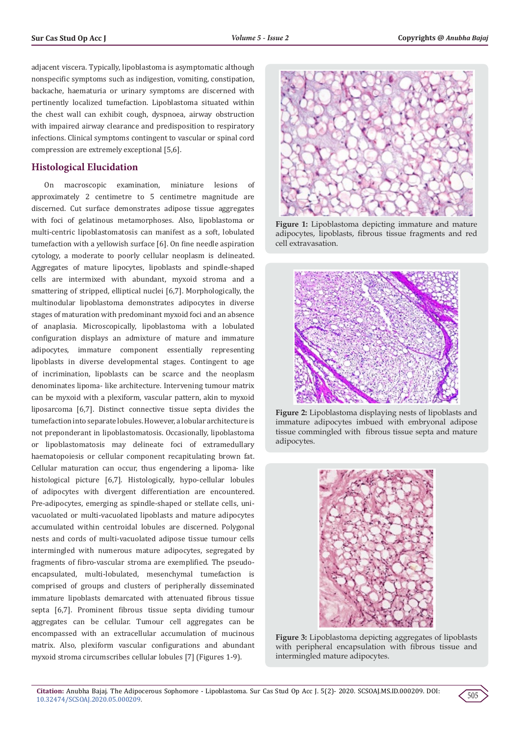adjacent viscera. Typically, lipoblastoma is asymptomatic although nonspecific symptoms such as indigestion, vomiting, constipation, backache, haematuria or urinary symptoms are discerned with pertinently localized tumefaction. Lipoblastoma situated within the chest wall can exhibit cough, dyspnoea, airway obstruction with impaired airway clearance and predisposition to respiratory infections. Clinical symptoms contingent to vascular or spinal cord compression are extremely exceptional [5,6].

## Histological Elucidation

On macroscopic examination, miniature lesions of approximately 2 centimetre to 5 centimetre magnitude are discerned. Cut surface demonstrates adipose tissue aggregates with foci of gelatinous metamorphoses. Also, lipoblastoma or multi-centric lipoblastomatosis can manifest as a soft, lobulated tumefaction with a yellowish surface [6]. On fine needle aspiration cytology, a moderate to poorly cellular neoplasm is delineated. Aggregates of mature lipocytes, lipoblasts and spindle-shaped cells are intermixed with abundant, myxoid stroma and a smattering of stripped, elliptical nuclei [6,7]. Morphologically, the multinodular lipoblastoma demonstrates adipocytes in diverse stages of maturation with predominant myxoid foci and an absence of anaplasia. Microscopically, lipoblastoma with a lobulated configuration displays an admixture of mature and immature adipocytes, immature component essentially representing lipoblasts in diverse developmental stages. Contingent to age of incrimination, lipoblasts can be scarce and the neoplasm denominates lipoma- like architecture. Intervening tumour matrix can be myxoid with a plexiform, vascular pattern, akin to myxoid liposarcoma [6,7]. Distinct connective tissue septa divides the tumefaction into separate lobules. However, a lobular architecture is not preponderant in lipoblastomatosis. Occasionally, lipoblastoma or lipoblastomatosis may delineate foci of extramedullary haematopoiesis or cellular component recapitulating brown fat. Cellular maturation can occur, thus engendering a lipoma- like histological picture [6,7]. Histologically, hypo-cellular lobules of adipocytes with divergent differentiation are encountered. Pre-adipocytes, emerging as spindle-shaped or stellate cells, uni-vacuolated or multi-vacuolated lipoblasts and mature adipocytes accumulated within centroidal lobules are discerned. Polygonal nests and cords of multi-vacuolated adipose tissue tumour cells intermingled with numerous mature adipocytes, segregated by fragments of fibro-vascular stroma are exemplified. The pseudo-encapsulated, multi-lobulated, mesenchymal tumefaction is comprised of groups and clusters of peripherally disseminated immature lipoblasts demarcated with attenuated fibrous tissue septa [6,7]. Prominent fibrous tissue septa dividing tumour aggregates can be cellular. Tumour cell aggregates can be encompassed with an extracellular accumulation of mucinous matrix. Also, plexiform vascular configurations and abundant myxoid stroma circumscribes cellular lobules [7] (Figures 1-9).

**Figure 1:** Lipoblastoma depicting immature and mature adipocytes, lipoblasts, fibrous tissue fragments and red cell extravasation.

**Figure 2:** Lipoblastoma displaying nests of lipoblasts and immature adipocytes imbued with embryonal adipose tissue commingled with fibrous tissue septa and mature adipocytes.

**Figure 3:** Lipoblastoma depicting aggregates of lipoblasts with peripheral encapsulation with fibrous tissue and intermingled mature adipocytes.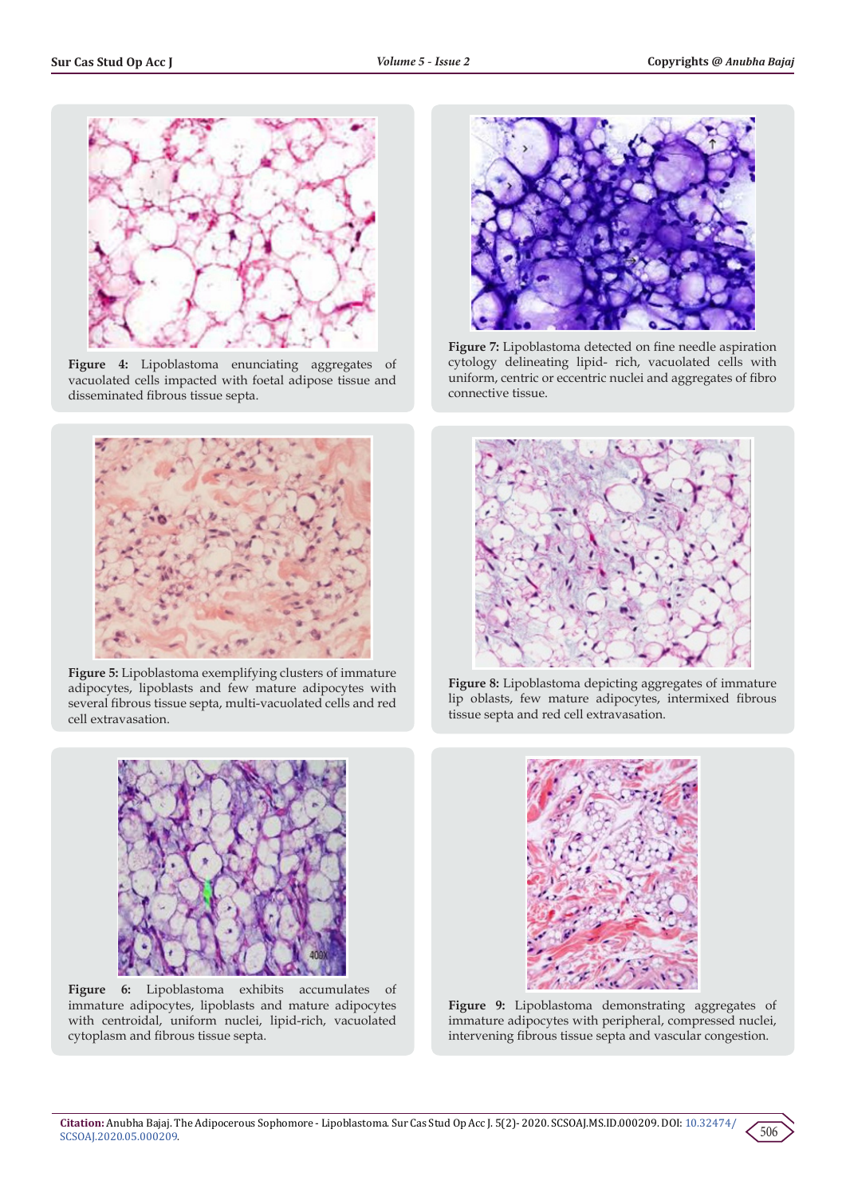**Figure 4:** Lipoblastoma enunciating aggregates of vacuolated cells impacted with foetal adipose tissue and disseminated fibrous tissue septa.

**Figure 7:** Lipoblastoma detected on fine needle aspiration cytology delineating lipid- rich, vacuolated cells with uniform, centric or eccentric nuclei and aggregates of fibro connective tissue.

**Figure 5:** Lipoblastoma exemplifying clusters of immature adipocytes, lipoblasts and few mature adipocytes with several fibrous tissue septa, multi-vacuolated cells and red cell extravasation.

**Figure 8:** Lipoblastoma depicting aggregates of immature lip oblasts, few mature adipocytes, intermixed fibrous tissue septa and red cell extravasation.

**Figure 6:** Lipoblastoma exhibits accumulates of immature adipocytes, lipoblasts and mature adipocytes with centroidal, uniform nuclei, lipid-rich, vacuolated cytoplasm and fibrous tissue septa.

**Figure 9:** Lipoblastoma demonstrating aggregates of immature adipocytes with peripheral, compressed nuclei, intervening fibrous tissue septa and vascular congestion.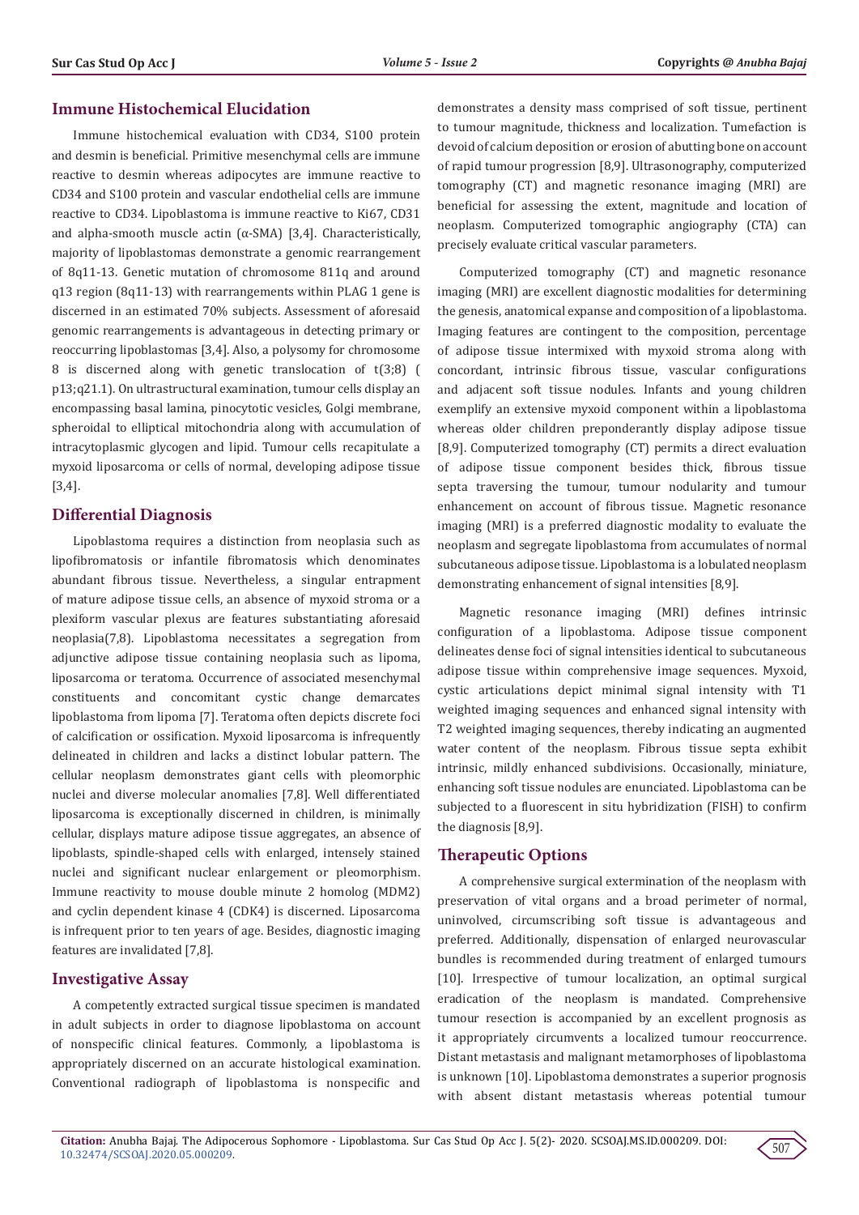## Immune Histochemical Elucidation

Immune histochemical evaluation with CD34, S100 protein and desmin is beneficial. Primitive mesenchymal cells are immune reactive to desmin whereas adipocytes are immune reactive to CD34 and S100 protein and vascular endothelial cells are immune reactive to CD34. Lipoblastoma is immune reactive to Ki67, CD31 and alpha-smooth muscle actin (α-SMA) [3,4]. Characteristically, majority of lipoblastomas demonstrate a genomic rearrangement of 8q11-13. Genetic mutation of chromosome 811q and around q13 region (8q11-13) with rearrangements within PLAG 1 gene is discerned in an estimated 70% subjects. Assessment of aforesaid genomic rearrangements is advantageous in detecting primary or reoccurring lipoblastomas [3,4]. Also, a polysomy for chromosome 8 is discerned along with genetic translocation of t(3;8) ( p13;q21.1). On ultrastructural examination, tumour cells display an encompassing basal lamina, pinocytotic vesicles, Golgi membrane, spheroidal to elliptical mitochondria along with accumulation of intracytoplasmic glycogen and lipid. Tumour cells recapitulate a myxoid liposarcoma or cells of normal, developing adipose tissue [3,4].

## Differential Diagnosis

Lipoblastoma requires a distinction from neoplasia such as lipofibromatosis or infantile fibromatosis which denominates abundant fibrous tissue. Nevertheless, a singular entrapment of mature adipose tissue cells, an absence of myxoid stroma or a plexiform vascular plexus are features substantiating aforesaid neoplasia(7,8). Lipoblastoma necessitates a segregation from adjunctive adipose tissue containing neoplasia such as lipoma, liposarcoma or teratoma. Occurrence of associated mesenchymal constituents and concomitant cystic change demarcates lipoblastoma from lipoma [7]. Teratoma often depicts discrete foci of calcification or ossification. Myxoid liposarcoma is infrequently delineated in children and lacks a distinct lobular pattern. The cellular neoplasm demonstrates giant cells with pleomorphic nuclei and diverse molecular anomalies [7,8]. Well differentiated liposarcoma is exceptionally discerned in children, is minimally cellular, displays mature adipose tissue aggregates, an absence of lipoblasts, spindle-shaped cells with enlarged, intensely stained nuclei and significant nuclear enlargement or pleomorphism. Immune reactivity to mouse double minute 2 homolog (MDM2) and cyclin dependent kinase 4 (CDK4) is discerned. Liposarcoma is infrequent prior to ten years of age. Besides, diagnostic imaging features are invalidated [7,8].

## Investigative Assay

A competently extracted surgical tissue specimen is mandated in adult subjects in order to diagnose lipoblastoma on account of nonspecific clinical features. Commonly, a lipoblastoma is appropriately discerned on an accurate histological examination. Conventional radiograph of lipoblastoma is nonspecific and demonstrates a density mass comprised of soft tissue, pertinent to tumour magnitude, thickness and localization. Tumefaction is devoid of calcium deposition or erosion of abutting bone on account of rapid tumour progression [8,9]. Ultrasonography, computerized tomography (CT) and magnetic resonance imaging (MRI) are beneficial for assessing the extent, magnitude and location of neoplasm. Computerized tomographic angiography (CTA) can precisely evaluate critical vascular parameters.

Computerized tomography (CT) and magnetic resonance imaging (MRI) are excellent diagnostic modalities for determining the genesis, anatomical expanse and composition of a lipoblastoma. Imaging features are contingent to the composition, percentage of adipose tissue intermixed with myxoid stroma along with concordant, intrinsic fibrous tissue, vascular configurations and adjacent soft tissue nodules. Infants and young children exemplify an extensive myxoid component within a lipoblastoma whereas older children preponderantly display adipose tissue [8,9]. Computerized tomography (CT) permits a direct evaluation of adipose tissue component besides thick, fibrous tissue septa traversing the tumour, tumour nodularity and tumour enhancement on account of fibrous tissue. Magnetic resonance imaging (MRI) is a preferred diagnostic modality to evaluate the neoplasm and segregate lipoblastoma from accumulates of normal subcutaneous adipose tissue. Lipoblastoma is a lobulated neoplasm demonstrating enhancement of signal intensities [8,9].

Magnetic resonance imaging (MRI) defines intrinsic configuration of a lipoblastoma. Adipose tissue component delineates dense foci of signal intensities identical to subcutaneous adipose tissue within comprehensive image sequences. Myxoid, cystic articulations depict minimal signal intensity with T1 weighted imaging sequences and enhanced signal intensity with T2 weighted imaging sequences, thereby indicating an augmented water content of the neoplasm. Fibrous tissue septa exhibit intrinsic, mildly enhanced subdivisions. Occasionally, miniature, enhancing soft tissue nodules are enunciated. Lipoblastoma can be subjected to a fluorescent in situ hybridization (FISH) to confirm the diagnosis [8,9].

## Therapeutic Options

A comprehensive surgical extermination of the neoplasm with preservation of vital organs and a broad perimeter of normal, uninvolved, circumscribing soft tissue is advantageous and preferred. Additionally, dispensation of enlarged neurovascular bundles is recommended during treatment of enlarged tumours [10]. Irrespective of tumour localization, an optimal surgical eradication of the neoplasm is mandated. Comprehensive tumour resection is accompanied by an excellent prognosis as it appropriately circumvents a localized tumour reoccurrence. Distant metastasis and malignant metamorphoses of lipoblastoma is unknown [10]. Lipoblastoma demonstrates a superior prognosis with absent distant metastasis whereas potential tumour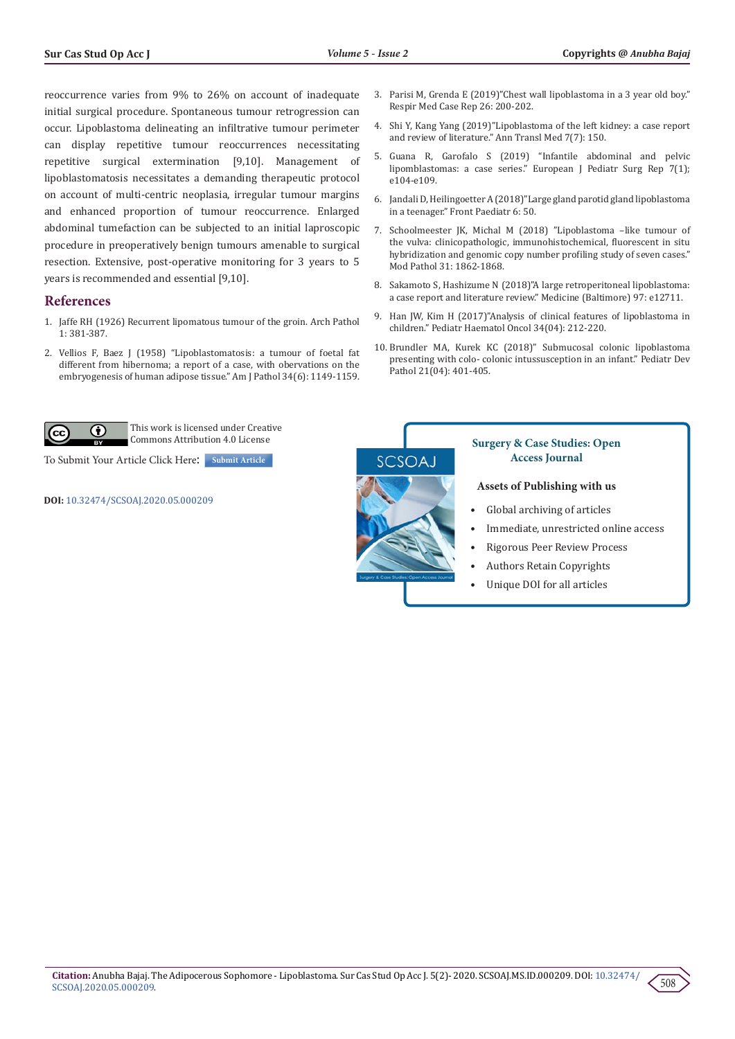reoccurrence varies from 9% to 26% on account of inadequate initial surgical procedure. Spontaneous tumour retrogression can occur. Lipoblastoma delineating an infiltrative tumour perimeter can display repetitive tumour reoccurrences necessitating repetitive surgical extermination [9,10]. Management of lipoblastomatosis necessitates a demanding therapeutic protocol on account of multi-centric neoplasia, irregular tumour margins and enhanced proportion of tumour reoccurrence. Enlarged abdominal tumefaction can be subjected to an initial laproscopic procedure in preoperatively benign tumours amenable to surgical resection. Extensive, post-operative monitoring for 3 years to 5 years is recommended and essential [9,10].

## References

1. Jaffe RH (1926) Recurrent lipomatous tumour of the groin. Arch Pathol 1: 381-387.
2. Vellios F, Baez J (1958) "Lipoblastomatosis: a tumour of foetal fat different from hibernoma; a report of a case, with obervations on the embryogenesis of human adipose tissue." Am J Pathol 34(6): 1149-1159.
3. Parisi M, Grenda E (2019)"Chest wall lipoblastoma in a 3 year old boy." Respir Med Case Rep 26: 200-202.
4. Shi Y, Kang Yang (2019)"Lipoblastoma of the left kidney: a case report and review of literature." Ann Transl Med 7(7): 150.
5. Guana R, Garofalo S (2019) "Infantile abdominal and pelvic lipomblastomas: a case series." European J Pediatr Surg Rep 7(1); e104-e109.
6. Jandali D, Heilingoetter A (2018)"Large gland parotid gland lipoblastoma in a teenager." Front Paediatr 6: 50.
7. Schoolmeester JK, Michal M (2018) "Lipoblastoma –like tumour of the vulva: clinicopathologic, immunohistochemical, fluorescent in situ hybridization and genomic copy number profiling study of seven cases." Mod Pathol 31: 1862-1868.
8. Sakamoto S, Hashizume N (2018)"A large retroperitoneal lipoblastoma: a case report and literature review." Medicine (Baltimore) 97: e12711.
9. Han JW, Kim H (2017)"Analysis of clinical features of lipoblastoma in children." Pediatr Haematol Oncol 34(04): 212-220.
10. Brundler MA, Kurek KC (2018)" Submucosal colonic lipoblastoma presenting with colo- colonic intussusception in an infant." Pediatr Dev Pathol 21(04): 401-405.

This work is licensed under Creative Commons Attribution 4.0 License

To Submit Your Article Click Here: Submit Article

**DOI:** 10.32474/SCSOAJ.2020.05.000209

**Surgery & Case Studies: Open Access Journal**

**Assets of Publishing with us**

- Global archiving of articles
- Immediate, unrestricted online access
- Rigorous Peer Review Process
- Authors Retain Copyrights
- Unique DOI for all articles

**Citation:** Anubha Bajaj. The Adipocerous Sophomore - Lipoblastoma. Sur Cas Stud Op Acc J. 5(2)- 2020. SCSOAJ.MS.ID.000209. DOI: 10.32474/SCSOAJ.2020.05.000209.